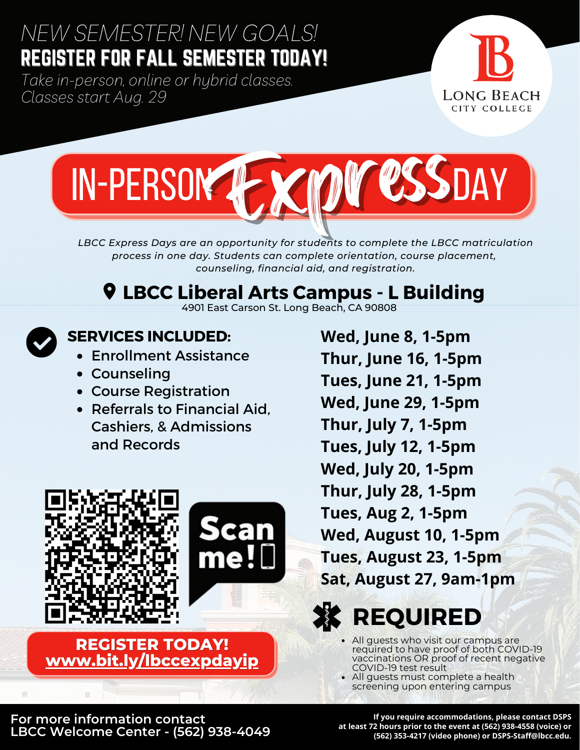*NEW SEMESTER! NEW GOALS!*

# REGISTER FOR FALL SEMESTER TODAY!

*Take in-person, online or hybrid classes.*
*Classes start Aug. 29*

LONG BEACH CITY COLLEGE

# IN-PERSON Express DAY

*LBCC Express Days are an opportunity for students to complete the LBCC matriculation process in one day. Students can complete orientation, course placement, counseling, financial aid, and registration.*

## LBCC Liberal Arts Campus - L Building

4901 East Carson St. Long Beach, CA 90808

### SERVICES INCLUDED:

- Enrollment Assistance
- Counseling
- Course Registration
- Referrals to Financial Aid, Cashiers, & Admissions and Records

**Wed, June 8, 1-5pm**
**Thur, June 16, 1-5pm**
**Tues, June 21, 1-5pm**
**Wed, June 29, 1-5pm**
**Thur, July 7, 1-5pm**
**Tues, July 12, 1-5pm**
**Wed, July 20, 1-5pm**
**Thur, July 28, 1-5pm**
**Tues, Aug 2, 1-5pm**
**Wed, August 10, 1-5pm**
**Tues, August 23, 1-5pm**
**Sat, August 27, 9am-1pm**

Scan me!

**REGISTER TODAY!**
**www.bit.ly/lbccexpdayip**

## REQUIRED

- All guests who visit our campus are required to have proof of both COVID-19 vaccinations OR proof of recent negative COVID-19 test result
- All guests must complete a health screening upon entering campus

For more information contact
LBCC Welcome Center - (562) 938-4049

**If you require accommodations, please contact DSPS at least 72 hours prior to the event at (562) 938-4558 (voice) or (562) 353-4217 (video phone) or DSPS-Staff@lbcc.edu.**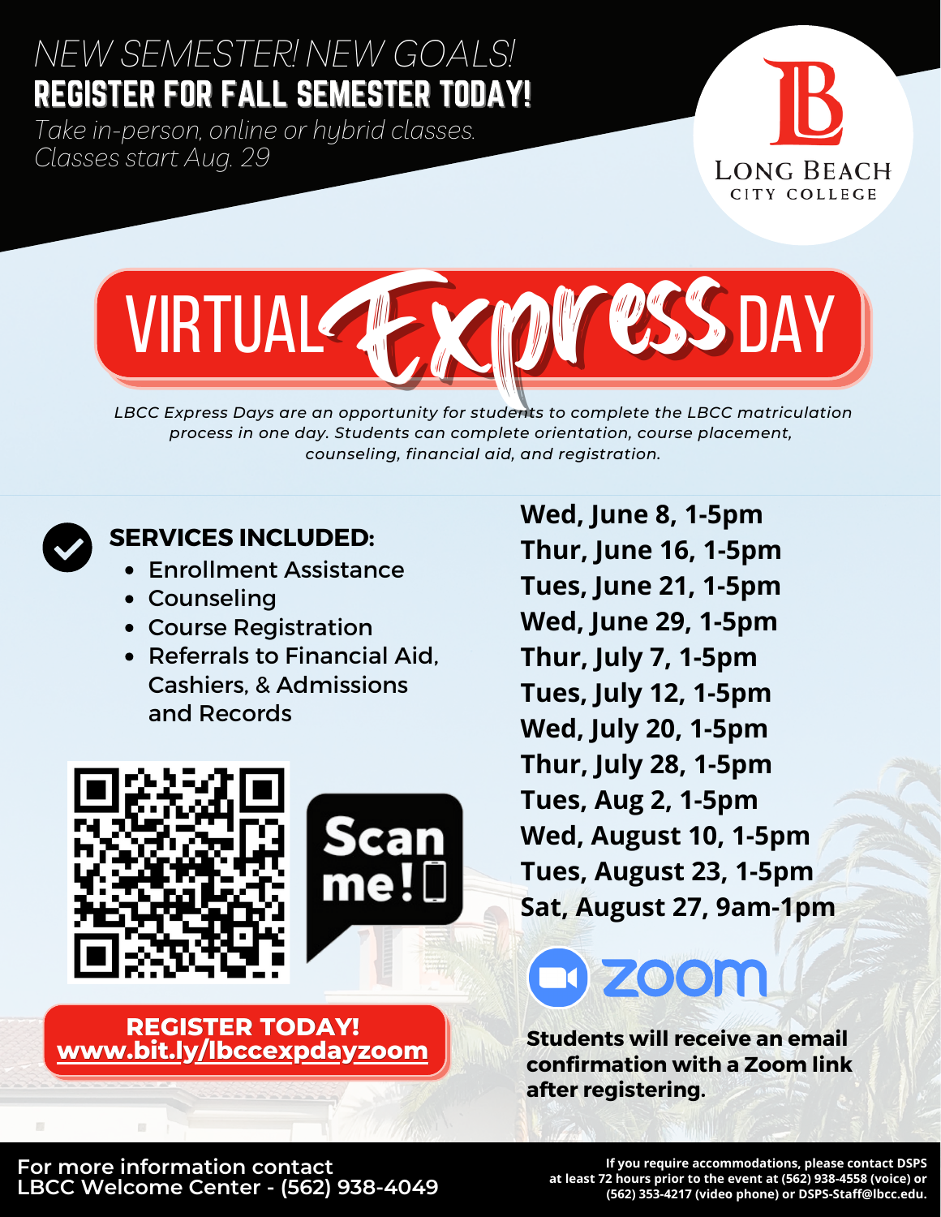*NEW SEMESTER! NEW GOALS!*

**REGISTER FOR FALL SEMESTER TODAY!**

*Take in-person, online or hybrid classes.*
*Classes start Aug. 29*

LONG BEACH CITY COLLEGE

# VIRTUAL EXPRESS DAY

*LBCC Express Days are an opportunity for students to complete the LBCC matriculation process in one day. Students can complete orientation, course placement, counseling, financial aid, and registration.*

## SERVICES INCLUDED:

- Enrollment Assistance
- Counseling
- Course Registration
- Referrals to Financial Aid, Cashiers, & Admissions and Records

**Wed, June 8, 1-5pm**
**Thur, June 16, 1-5pm**
**Tues, June 21, 1-5pm**
**Wed, June 29, 1-5pm**
**Thur, July 7, 1-5pm**
**Tues, July 12, 1-5pm**
**Wed, July 20, 1-5pm**
**Thur, July 28, 1-5pm**
**Tues, Aug 2, 1-5pm**
**Wed, August 10, 1-5pm**
**Tues, August 23, 1-5pm**
**Sat, August 27, 9am-1pm**

Scan me!

**REGISTER TODAY!**
**www.bit.ly/lbccexpdayzoom**

zoom

**Students will receive an email confirmation with a Zoom link after registering.**

For more information contact
LBCC Welcome Center - (562) 938-4049

**If you require accommodations, please contact DSPS at least 72 hours prior to the event at (562) 938-4558 (voice) or (562) 353-4217 (video phone) or DSPS-Staff@lbcc.edu.**